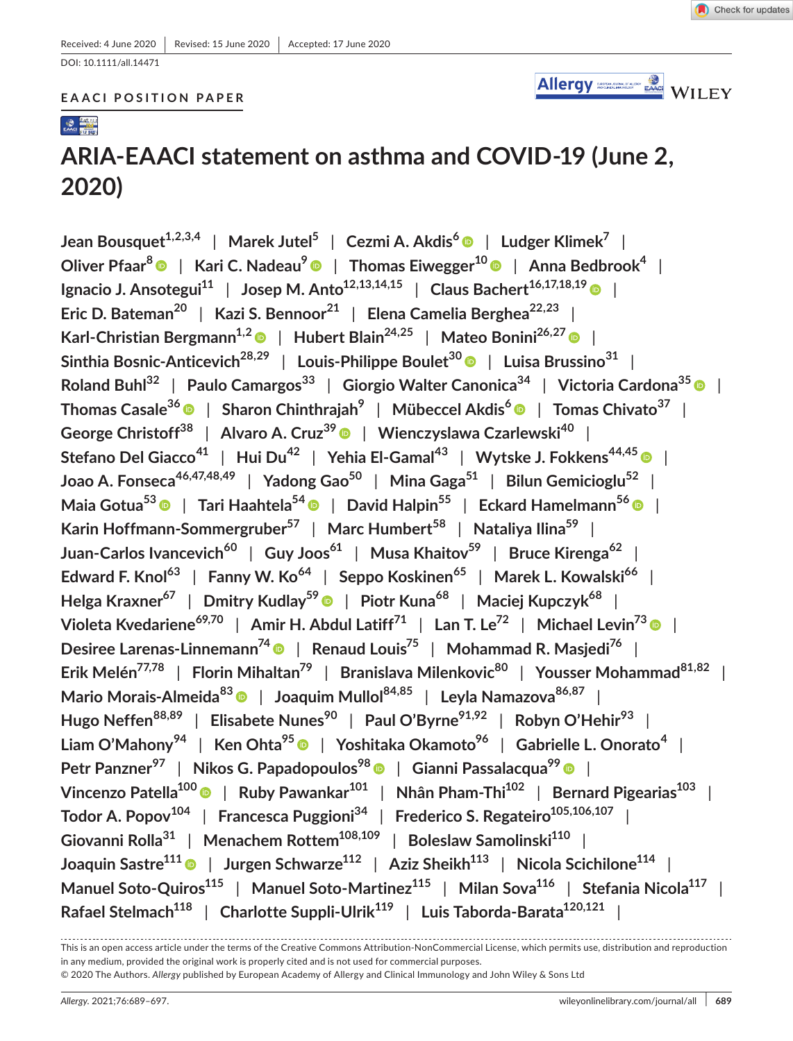Received: 4 June 2020 | Revised: 15 June 2020 | Accepted: 17 June 2020

DOI: 10.1111/all.14471

EAACI POSITION PAPER

# ARIA-EAACI statement on asthma and COVID-19 (June 2, 2020)

Jean Bousquet[1,2,3,4] | Marek Jutel[5] | Cezmi A. Akdis[6] | Ludger Klimek[7] | Oliver Pfaar[8] | Kari C. Nadeau[9] | Thomas Eiwegger[10] | Anna Bedbrook[4] | Ignacio J. Ansotegui[11] | Josep M. Anto[12,13,14,15] | Claus Bachert[16,17,18,19] | Eric D. Bateman[20] | Kazi S. Bennoor[21] | Elena Camelia Berghea[22,23] | Karl-Christian Bergmann[1,2] | Hubert Blain[24,25] | Mateo Bonini[26,27] | Sinthia Bosnic-Anticevich[28,29] | Louis-Philippe Boulet[30] | Luisa Brussino[31] | Roland Buhl[32] | Paulo Camargos[33] | Giorgio Walter Canonica[34] | Victoria Cardona[35] | Thomas Casale[36] | Sharon Chinthrajah[9] | Mübeccel Akdis[6] | Tomas Chivato[37] | George Christoff[38] | Alvaro A. Cruz[39] | Wienczyslawa Czarlewski[40] | Stefano Del Giacco[41] | Hui Du[42] | Yehia El-Gamal[43] | Wytske J. Fokkens[44,45] | Joao A. Fonseca[46,47,48,49] | Yadong Gao[50] | Mina Gaga[51] | Bilun Gemicioglu[52] | Maia Gotua[53] | Tari Haahtela[54] | David Halpin[55] | Eckard Hamelmann[56] | Karin Hoffmann-Sommergruber[57] | Marc Humbert[58] | Nataliya Ilina[59] | Juan-Carlos Ivancevich[60] | Guy Joos[61] | Musa Khaitov[59] | Bruce Kirenga[62] | Edward F. Knol[63] | Fanny W. Ko[64] | Seppo Koskinen[65] | Marek L. Kowalski[66] | Helga Kraxner[67] | Dmitry Kudlay[59] | Piotr Kuna[68] | Maciej Kupczyk[68] | Violeta Kvedariene[69,70] | Amir H. Abdul Latiff[71] | Lan T. Le[72] | Michael Levin[73] | Desiree Larenas-Linnemann[74] | Renaud Louis[75] | Mohammad R. Masjedi[76] | Erik Melén[77,78] | Florin Mihaltan[79] | Branislava Milenkovic[80] | Yousser Mohammad[81,82] | Mario Morais-Almeida[83] | Joaquim Mullol[84,85] | Leyla Namazova[86,87] | Hugo Neffen[88,89] | Elisabete Nunes[90] | Paul O'Byrne[91,92] | Robyn O'Hehir[93] | Liam O'Mahony[94] | Ken Ohta[95] | Yoshitaka Okamoto[96] | Gabrielle L. Onorato[4] | Petr Panzner[97] | Nikos G. Papadopoulos[98] | Gianni Passalacqua[99] | Vincenzo Patella[100] | Ruby Pawankar[101] | Nhân Pham-Thi[102] | Bernard Pigearias[103] | Todor A. Popov[104] | Francesca Puggioni[34] | Frederico S. Regateiro[105,106,107] | Giovanni Rolla[31] | Menachem Rottem[108,109] | Boleslaw Samolinski[110] | Joaquin Sastre[111] | Jurgen Schwarze[112] | Aziz Sheikh[113] | Nicola Scichilone[114] | Manuel Soto-Quiros[115] | Manuel Soto-Martinez[115] | Milan Sova[116] | Stefania Nicola[117] | Rafael Stelmach[118] | Charlotte Suppli-Ulrik[119] | Luis Taborda-Barata[120,121] |

This is an open access article under the terms of the Creative Commons Attribution-NonCommercial License, which permits use, distribution and reproduction in any medium, provided the original work is properly cited and is not used for commercial purposes.
© 2020 The Authors. *Allergy* published by European Academy of Allergy and Clinical Immunology and John Wiley & Sons Ltd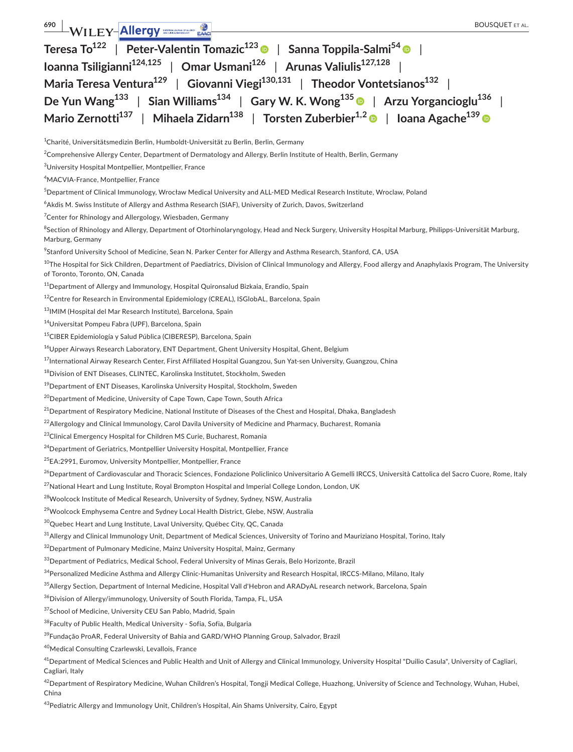Teresa To[122] | Peter-Valentin Tomazic[123] | Sanna Toppila-Salmi[54] | Ioanna Tsiligianni[124,125] | Omar Usmani[126] | Arunas Valiulis[127,128] | Maria Teresa Ventura[129] | Giovanni Viegi[130,131] | Theodor Vontetsianos[132] | De Yun Wang[133] | Sian Williams[134] | Gary W. K. Wong[135] | Arzu Yorgancioglu[136] | Mario Zernotti[137] | Mihaela Zidarn[138] | Torsten Zuberbier[1,2] | Ioana Agache[139]

[1]Charité, Universitätsmedizin Berlin, Humboldt-Universität zu Berlin, Berlin, Germany

[2]Comprehensive Allergy Center, Department of Dermatology and Allergy, Berlin Institute of Health, Berlin, Germany

[3]University Hospital Montpellier, Montpellier, France

[4]MACVIA-France, Montpellier, France

[5]Department of Clinical Immunology, Wrocław Medical University and ALL-MED Medical Research Institute, Wroclaw, Poland

[6]Akdis M. Swiss Institute of Allergy and Asthma Research (SIAF), University of Zurich, Davos, Switzerland

[7]Center for Rhinology and Allergology, Wiesbaden, Germany

[8]Section of Rhinology and Allergy, Department of Otorhinolaryngology, Head and Neck Surgery, University Hospital Marburg, Philipps-Universität Marburg, Marburg, Germany

[9]Stanford University School of Medicine, Sean N. Parker Center for Allergy and Asthma Research, Stanford, CA, USA

[10]The Hospital for Sick Children, Department of Paediatrics, Division of Clinical Immunology and Allergy, Food allergy and Anaphylaxis Program, The University of Toronto, Toronto, ON, Canada

[11]Department of Allergy and Immunology, Hospital Quironsalud Bizkaia, Erandio, Spain

[12]Centre for Research in Environmental Epidemiology (CREAL), ISGlobAL, Barcelona, Spain

[13]IMIM (Hospital del Mar Research Institute), Barcelona, Spain

[14]Universitat Pompeu Fabra (UPF), Barcelona, Spain

[15]CIBER Epidemiología y Salud Pública (CIBERESP), Barcelona, Spain

[16]Upper Airways Research Laboratory, ENT Department, Ghent University Hospital, Ghent, Belgium

[17]International Airway Research Center, First Affiliated Hospital Guangzou, Sun Yat-sen University, Guangzou, China

[18]Division of ENT Diseases, CLINTEC, Karolinska Institutet, Stockholm, Sweden

[19]Department of ENT Diseases, Karolinska University Hospital, Stockholm, Sweden

[20]Department of Medicine, University of Cape Town, Cape Town, South Africa

[21]Department of Respiratory Medicine, National Institute of Diseases of the Chest and Hospital, Dhaka, Bangladesh

[22]Allergology and Clinical Immunology, Carol Davila University of Medicine and Pharmacy, Bucharest, Romania

[23]Clinical Emergency Hospital for Children MS Curie, Bucharest, Romania

[24]Department of Geriatrics, Montpellier University Hospital, Montpellier, France

[25]EA:2991, Euromov, University Montpellier, Montpellier, France

[26]Department of Cardiovascular and Thoracic Sciences, Fondazione Policlinico Universitario A Gemelli IRCCS, Università Cattolica del Sacro Cuore, Rome, Italy

[27]National Heart and Lung Institute, Royal Brompton Hospital and Imperial College London, London, UK

[28]Woolcock Institute of Medical Research, University of Sydney, Sydney, NSW, Australia

[29]Woolcock Emphysema Centre and Sydney Local Health District, Glebe, NSW, Australia

[30]Quebec Heart and Lung Institute, Laval University, Québec City, QC, Canada

[31]Allergy and Clinical Immunology Unit, Department of Medical Sciences, University of Torino and Mauriziano Hospital, Torino, Italy

[32]Department of Pulmonary Medicine, Mainz University Hospital, Mainz, Germany

[33]Department of Pediatrics, Medical School, Federal University of Minas Gerais, Belo Horizonte, Brazil

[34]Personalized Medicine Asthma and Allergy Clinic-Humanitas University and Research Hospital, IRCCS-Milano, Milano, Italy

[35]Allergy Section, Department of Internal Medicine, Hospital Vall d'Hebron and ARADyAL research network, Barcelona, Spain

[36]Division of Allergy/immunology, University of South Florida, Tampa, FL, USA

[37]School of Medicine, University CEU San Pablo, Madrid, Spain

[38]Faculty of Public Health, Medical University - Sofia, Sofia, Bulgaria

[39]Fundação ProAR, Federal University of Bahia and GARD/WHO Planning Group, Salvador, Brazil

[40]Medical Consulting Czarlewski, Levallois, France

[41]Department of Medical Sciences and Public Health and Unit of Allergy and Clinical Immunology, University Hospital "Duilio Casula", University of Cagliari, Cagliari, Italy

[42]Department of Respiratory Medicine, Wuhan Children's Hospital, Tongji Medical College, Huazhong, University of Science and Technology, Wuhan, Hubei, China

[43]Pediatric Allergy and Immunology Unit, Children's Hospital, Ain Shams University, Cairo, Egypt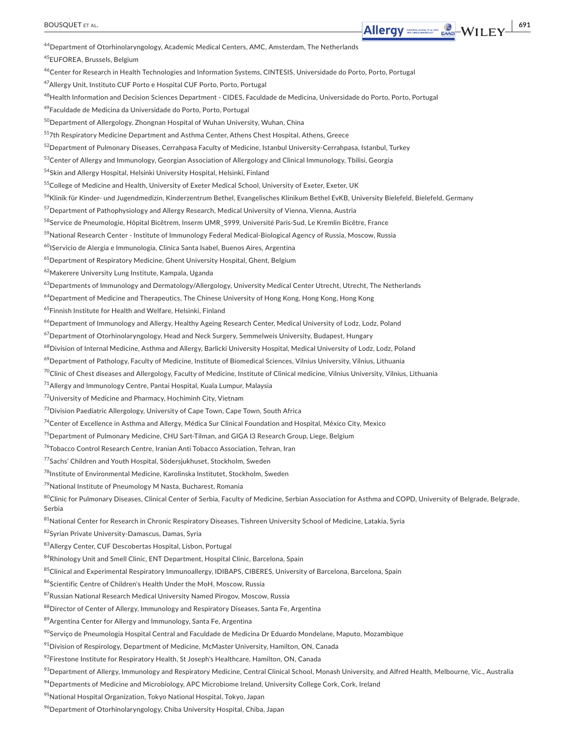[44]Department of Otorhinolaryngology, Academic Medical Centers, AMC, Amsterdam, The Netherlands

[45]EUFOREA, Brussels, Belgium

[46]Center for Research in Health Technologies and Information Systems, CINTESIS, Universidade do Porto, Porto, Portugal

[47]Allergy Unit, Instituto CUF Porto e Hospital CUF Porto, Porto, Portugal

[48]Health Information and Decision Sciences Department - CIDES, Faculdade de Medicina, Universidade do Porto, Porto, Portugal

[49]Faculdade de Medicina da Universidade do Porto, Porto, Portugal

[50]Department of Allergology, Zhongnan Hospital of Wuhan University, Wuhan, China

[51]7th Respiratory Medicine Department and Asthma Center, Athens Chest Hospital, Athens, Greece

[52]Department of Pulmonary Diseases, Cerrahpasa Faculty of Medicine, Istanbul University-Cerrahpasa, Istanbul, Turkey

[53]Center of Allergy and Immunology, Georgian Association of Allergology and Clinical Immunology, Tbilisi, Georgia

[54]Skin and Allergy Hospital, Helsinki University Hospital, Helsinki, Finland

[55]College of Medicine and Health, University of Exeter Medical School, University of Exeter, Exeter, UK

[56]Klinik für Kinder- und Jugendmedizin, Kinderzentrum Bethel, Evangelisches Klinikum Bethel EvKB, University Bielefeld, Bielefeld, Germany

[57]Department of Pathophysiology and Allergy Research, Medical University of Vienna, Vienna, Austria

[58]Service de Pneumologie, Hôpital Bicêtrem, Inserm UMR_S999, Université Paris-Sud, Le Kremlin Bicêtre, France

[59]National Research Center - Institute of Immunology Federal Medical-Biological Agency of Russia, Moscow, Russia

[60]IServicio de Alergia e Immunologia, Clinica Santa Isabel, Buenos Aires, Argentina

[61]Department of Respiratory Medicine, Ghent University Hospital, Ghent, Belgium

[62]Makerere University Lung Institute, Kampala, Uganda

[63]Departments of Immunology and Dermatology/Allergology, University Medical Center Utrecht, Utrecht, The Netherlands

[64]Department of Medicine and Therapeutics, The Chinese University of Hong Kong, Hong Kong, Hong Kong

[65]Finnish Institute for Health and Welfare, Helsinki, Finland

[66]Department of Immunology and Allergy, Healthy Ageing Research Center, Medical University of Lodz, Lodz, Poland

[67]Department of Otorhinolaryngology, Head and Neck Surgery, Semmelweis University, Budapest, Hungary

[68]Division of Internal Medicine, Asthma and Allergy, Barlicki University Hospital, Medical University of Lodz, Lodz, Poland

[69]Department of Pathology, Faculty of Medicine, Institute of Biomedical Sciences, Vilnius University, Vilnius, Lithuania

[70]Clinic of Chest diseases and Allergology, Faculty of Medicine, Institute of Clinical medicine, Vilnius University, Vilnius, Lithuania

[71]Allergy and Immunology Centre, Pantai Hospital, Kuala Lumpur, Malaysia

[72]University of Medicine and Pharmacy, Hochiminh City, Vietnam

[73]Division Paediatric Allergology, University of Cape Town, Cape Town, South Africa

[74]Center of Excellence in Asthma and Allergy, Médica Sur Clinical Foundation and Hospital, México City, Mexico

[75]Department of Pulmonary Medicine, CHU Sart-Tilman, and GIGA I3 Research Group, Liege, Belgium

[76]Tobacco Control Research Centre, Iranian Anti Tobacco Association, Tehran, Iran

[77]Sachs' Children and Youth Hospital, Södersjukhuset, Stockholm, Sweden

[78]Institute of Environmental Medicine, Karolinska Institutet, Stockholm, Sweden

[79]National Institute of Pneumology M Nasta, Bucharest, Romania

[80]Clinic for Pulmonary Diseases, Clinical Center of Serbia, Faculty of Medicine, Serbian Association for Asthma and COPD, University of Belgrade, Belgrade, Serbia

[81]National Center for Research in Chronic Respiratory Diseases, Tishreen University School of Medicine, Latakia, Syria

[82]Syrian Private University-Damascus, Damas, Syria

[83]Allergy Center, CUF Descobertas Hospital, Lisbon, Portugal

[84]Rhinology Unit and Smell Clinic, ENT Department, Hospital Clínic, Barcelona, Spain

[85]Clinical and Experimental Respiratory Immunoallergy, IDIBAPS, CIBERES, University of Barcelona, Barcelona, Spain

[86]Scientific Centre of Children's Health Under the MoH, Moscow, Russia

[87]Russian National Research Medical University Named Pirogov, Moscow, Russia

[88]Director of Center of Allergy, Immunology and Respiratory Diseases, Santa Fe, Argentina

[89]Argentina Center for Allergy and Immunology, Santa Fe, Argentina

[90]Serviço de Pneumologia Hospital Central and Faculdade de Medicina Dr Eduardo Mondelane, Maputo, Mozambique

[91]Division of Respirology, Department of Medicine, McMaster University, Hamilton, ON, Canada

[92]Firestone Institute for Respiratory Health, St Joseph's Healthcare, Hamilton, ON, Canada

[93]Department of Allergy, Immunology and Respiratory Medicine, Central Clinical School, Monash University, and Alfred Health, Melbourne, Vic., Australia

[94]Departments of Medicine and Microbiology, APC Microbiome Ireland, University College Cork, Cork, Ireland

[95]National Hospital Organization, Tokyo National Hospital, Tokyo, Japan

[96]Department of Otorhinolaryngology, Chiba University Hospital, Chiba, Japan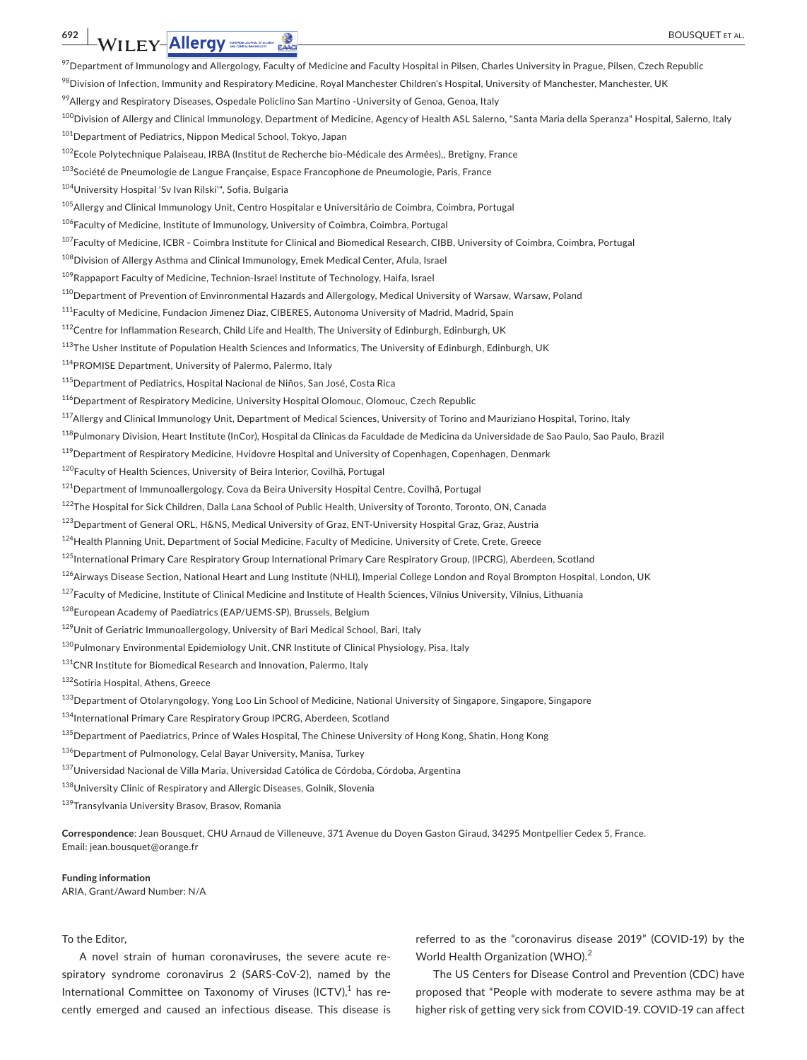[97]Department of Immunology and Allergology, Faculty of Medicine and Faculty Hospital in Pilsen, Charles University in Prague, Pilsen, Czech Republic

[98]Division of Infection, Immunity and Respiratory Medicine, Royal Manchester Children's Hospital, University of Manchester, Manchester, UK

[99]Allergy and Respiratory Diseases, Ospedale Policlino San Martino -University of Genoa, Genoa, Italy

[100]Division of Allergy and Clinical Immunology, Department of Medicine, Agency of Health ASL Salerno, "Santa Maria della Speranza" Hospital, Salerno, Italy

[101]Department of Pediatrics, Nippon Medical School, Tokyo, Japan

[102]Ecole Polytechnique Palaiseau, IRBA (Institut de Recherche bio-Médicale des Armées),, Bretigny, France

[103]Société de Pneumologie de Langue Française, Espace Francophone de Pneumologie, Paris, France

[104]University Hospital 'Sv Ivan Rilski'", Sofia, Bulgaria

[105]Allergy and Clinical Immunology Unit, Centro Hospitalar e Universitário de Coimbra, Coimbra, Portugal

[106]Faculty of Medicine, Institute of Immunology, University of Coimbra, Coimbra, Portugal

[107]Faculty of Medicine, ICBR - Coimbra Institute for Clinical and Biomedical Research, CIBB, University of Coimbra, Coimbra, Portugal

[108]Division of Allergy Asthma and Clinical Immunology, Emek Medical Center, Afula, Israel

[109]Rappaport Faculty of Medicine, Technion-Israel Institute of Technology, Haifa, Israel

[110]Department of Prevention of Envinronmental Hazards and Allergology, Medical University of Warsaw, Warsaw, Poland

[111]Faculty of Medicine, Fundacion Jimenez Diaz, CIBERES, Autonoma University of Madrid, Madrid, Spain

[112]Centre for Inflammation Research, Child Life and Health, The University of Edinburgh, Edinburgh, UK

[113]The Usher Institute of Population Health Sciences and Informatics, The University of Edinburgh, Edinburgh, UK

[114]PROMISE Department, University of Palermo, Palermo, Italy

[115]Department of Pediatrics, Hospital Nacional de Niños, San José, Costa Rica

[116]Department of Respiratory Medicine, University Hospital Olomouc, Olomouc, Czech Republic

[117]Allergy and Clinical Immunology Unit, Department of Medical Sciences, University of Torino and Mauriziano Hospital, Torino, Italy

[118]Pulmonary Division, Heart Institute (InCor), Hospital da Clinicas da Faculdade de Medicina da Universidade de Sao Paulo, Sao Paulo, Brazil

[119]Department of Respiratory Medicine, Hvidovre Hospital and University of Copenhagen, Copenhagen, Denmark

[120]Faculty of Health Sciences, University of Beira Interior, Covilhã, Portugal

[121]Department of Immunoallergology, Cova da Beira University Hospital Centre, Covilhã, Portugal

[122]The Hospital for Sick Children, Dalla Lana School of Public Health, University of Toronto, Toronto, ON, Canada

[123]Department of General ORL, H&NS, Medical University of Graz, ENT-University Hospital Graz, Graz, Austria

[124]Health Planning Unit, Department of Social Medicine, Faculty of Medicine, University of Crete, Crete, Greece

[125]International Primary Care Respiratory Group International Primary Care Respiratory Group, (IPCRG), Aberdeen, Scotland

[126]Airways Disease Section, National Heart and Lung Institute (NHLI), Imperial College London and Royal Brompton Hospital, London, UK

[127]Faculty of Medicine, Institute of Clinical Medicine and Institute of Health Sciences, Vilnius University, Vilnius, Lithuania

[128]European Academy of Paediatrics (EAP/UEMS-SP), Brussels, Belgium

[129]Unit of Geriatric Immunoallergology, University of Bari Medical School, Bari, Italy

[130]Pulmonary Environmental Epidemiology Unit, CNR Institute of Clinical Physiology, Pisa, Italy

[131]CNR Institute for Biomedical Research and Innovation, Palermo, Italy

[132]Sotiria Hospital, Athens, Greece

[133]Department of Otolaryngology, Yong Loo Lin School of Medicine, National University of Singapore, Singapore, Singapore

[134]International Primary Care Respiratory Group IPCRG, Aberdeen, Scotland

[135]Department of Paediatrics, Prince of Wales Hospital, The Chinese University of Hong Kong, Shatin, Hong Kong

[136]Department of Pulmonology, Celal Bayar University, Manisa, Turkey

[137]Universidad Nacional de Villa Maria, Universidad Católica de Córdoba, Córdoba, Argentina

[138]University Clinic of Respiratory and Allergic Diseases, Golnik, Slovenia

[139]Transylvania University Brasov, Brasov, Romania

**Correspondence**: Jean Bousquet, CHU Arnaud de Villeneuve, 371 Avenue du Doyen Gaston Giraud, 34295 Montpellier Cedex 5, France.
Email: jean.bousquet@orange.fr

**Funding information**
ARIA, Grant/Award Number: N/A

To the Editor,

A novel strain of human coronaviruses, the severe acute respiratory syndrome coronavirus 2 (SARS-CoV-2), named by the International Committee on Taxonomy of Viruses (ICTV),[1] has recently emerged and caused an infectious disease. This disease is referred to as the "coronavirus disease 2019" (COVID-19) by the World Health Organization (WHO).[2]

The US Centers for Disease Control and Prevention (CDC) have proposed that "People with moderate to severe asthma may be at higher risk of getting very sick from COVID-19. COVID-19 can affect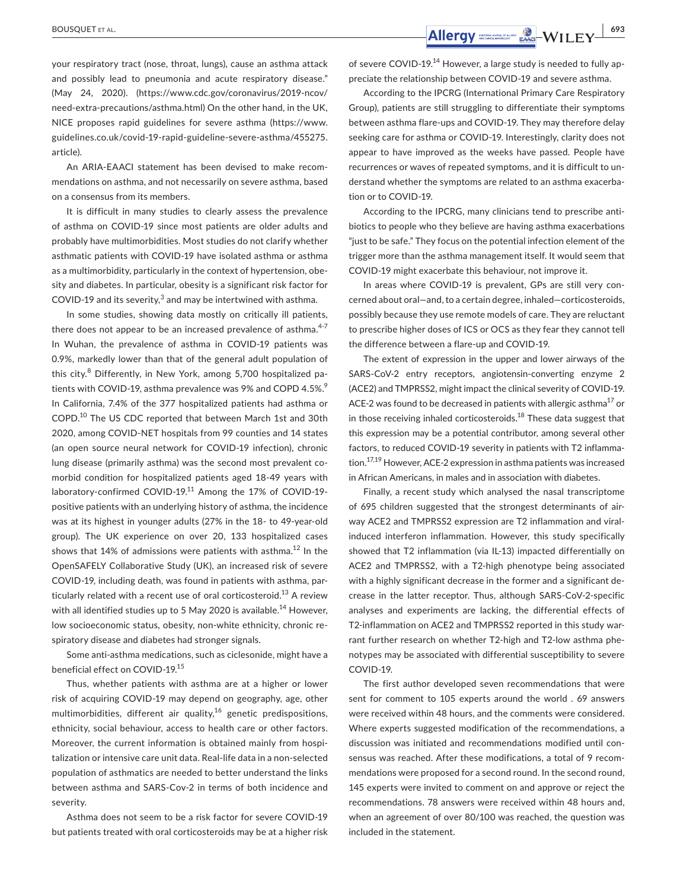your respiratory tract (nose, throat, lungs), cause an asthma attack and possibly lead to pneumonia and acute respiratory disease." (May 24, 2020). (https://www.cdc.gov/coronavirus/2019-ncov/need-extra-precautions/asthma.html) On the other hand, in the UK, NICE proposes rapid guidelines for severe asthma (https://www.guidelines.co.uk/covid-19-rapid-guideline-severe-asthma/455275.article).

An ARIA-EAACI statement has been devised to make recommendations on asthma, and not necessarily on severe asthma, based on a consensus from its members.

It is difficult in many studies to clearly assess the prevalence of asthma on COVID-19 since most patients are older adults and probably have multimorbidities. Most studies do not clarify whether asthmatic patients with COVID-19 have isolated asthma or asthma as a multimorbidity, particularly in the context of hypertension, obesity and diabetes. In particular, obesity is a significant risk factor for COVID-19 and its severity,[3] and may be intertwined with asthma.

In some studies, showing data mostly on critically ill patients, there does not appear to be an increased prevalence of asthma.[4-7] In Wuhan, the prevalence of asthma in COVID-19 patients was 0.9%, markedly lower than that of the general adult population of this city.[8] Differently, in New York, among 5,700 hospitalized patients with COVID-19, asthma prevalence was 9% and COPD 4.5%.[9] In California, 7.4% of the 377 hospitalized patients had asthma or COPD.[10] The US CDC reported that between March 1st and 30th 2020, among COVID-NET hospitals from 99 counties and 14 states (an open source neural network for COVID-19 infection), chronic lung disease (primarily asthma) was the second most prevalent comorbid condition for hospitalized patients aged 18-49 years with laboratory-confirmed COVID-19.[11] Among the 17% of COVID-19-positive patients with an underlying history of asthma, the incidence was at its highest in younger adults (27% in the 18- to 49-year-old group). The UK experience on over 20, 133 hospitalized cases shows that 14% of admissions were patients with asthma.[12] In the OpenSAFELY Collaborative Study (UK), an increased risk of severe COVID-19, including death, was found in patients with asthma, particularly related with a recent use of oral corticosteroid.[13] A review with all identified studies up to 5 May 2020 is available.[14] However, low socioeconomic status, obesity, non-white ethnicity, chronic respiratory disease and diabetes had stronger signals.

Some anti-asthma medications, such as ciclesonide, might have a beneficial effect on COVID-19.[15]

Thus, whether patients with asthma are at a higher or lower risk of acquiring COVID-19 may depend on geography, age, other multimorbidities, different air quality,[16] genetic predispositions, ethnicity, social behaviour, access to health care or other factors. Moreover, the current information is obtained mainly from hospitalization or intensive care unit data. Real-life data in a non-selected population of asthmatics are needed to better understand the links between asthma and SARS-Cov-2 in terms of both incidence and severity.

Asthma does not seem to be a risk factor for severe COVID-19 but patients treated with oral corticosteroids may be at a higher risk of severe COVID-19.[14] However, a large study is needed to fully appreciate the relationship between COVID-19 and severe asthma.

According to the IPCRG (International Primary Care Respiratory Group), patients are still struggling to differentiate their symptoms between asthma flare-ups and COVID-19. They may therefore delay seeking care for asthma or COVID-19. Interestingly, clarity does not appear to have improved as the weeks have passed. People have recurrences or waves of repeated symptoms, and it is difficult to understand whether the symptoms are related to an asthma exacerbation or to COVID-19.

According to the IPCRG, many clinicians tend to prescribe antibiotics to people who they believe are having asthma exacerbations "just to be safe." They focus on the potential infection element of the trigger more than the asthma management itself. It would seem that COVID-19 might exacerbate this behaviour, not improve it.

In areas where COVID-19 is prevalent, GPs are still very concerned about oral—and, to a certain degree, inhaled—corticosteroids, possibly because they use remote models of care. They are reluctant to prescribe higher doses of ICS or OCS as they fear they cannot tell the difference between a flare-up and COVID-19.

The extent of expression in the upper and lower airways of the SARS-CoV-2 entry receptors, angiotensin-converting enzyme 2 (ACE2) and TMPRSS2, might impact the clinical severity of COVID-19. ACE-2 was found to be decreased in patients with allergic asthma[17] or in those receiving inhaled corticosteroids.[18] These data suggest that this expression may be a potential contributor, among several other factors, to reduced COVID-19 severity in patients with T2 inflammation.[17,19] However, ACE-2 expression in asthma patients was increased in African Americans, in males and in association with diabetes.

Finally, a recent study which analysed the nasal transcriptome of 695 children suggested that the strongest determinants of airway ACE2 and TMPRSS2 expression are T2 inflammation and viral-induced interferon inflammation. However, this study specifically showed that T2 inflammation (via IL-13) impacted differentially on ACE2 and TMPRSS2, with a T2-high phenotype being associated with a highly significant decrease in the former and a significant decrease in the latter receptor. Thus, although SARS-CoV-2-specific analyses and experiments are lacking, the differential effects of T2-inflammation on ACE2 and TMPRSS2 reported in this study warrant further research on whether T2-high and T2-low asthma phenotypes may be associated with differential susceptibility to severe COVID-19.

The first author developed seven recommendations that were sent for comment to 105 experts around the world . 69 answers were received within 48 hours, and the comments were considered. Where experts suggested modification of the recommendations, a discussion was initiated and recommendations modified until consensus was reached. After these modifications, a total of 9 recommendations were proposed for a second round. In the second round, 145 experts were invited to comment on and approve or reject the recommendations. 78 answers were received within 48 hours and, when an agreement of over 80/100 was reached, the question was included in the statement.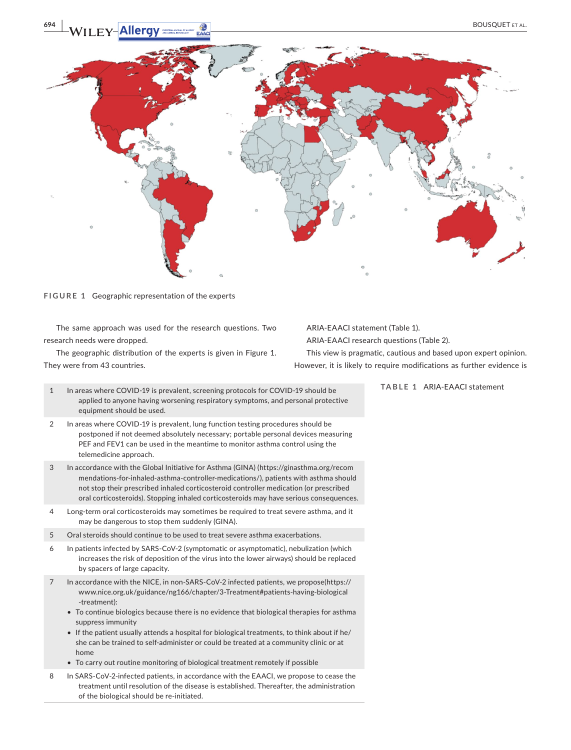FIGURE 1 Geographic representation of the experts

The same approach was used for the research questions. Two research needs were dropped.

The geographic distribution of the experts is given in Figure 1. They were from 43 countries.

ARIA-EAACI statement (Table 1).

ARIA-EAACI research questions (Table 2).

This view is pragmatic, cautious and based upon expert opinion. However, it is likely to require modifications as further evidence is

TABLE 1 ARIA-EAACI statement

| | |
|---|---|
| 1 | In areas where COVID-19 is prevalent, screening protocols for COVID-19 should be applied to anyone having worsening respiratory symptoms, and personal protective equipment should be used. |
| 2 | In areas where COVID-19 is prevalent, lung function testing procedures should be postponed if not deemed absolutely necessary; portable personal devices measuring PEF and FEV1 can be used in the meantime to monitor asthma control using the telemedicine approach. |
| 3 | In accordance with the Global Initiative for Asthma (GINA) (https://ginasthma.org/recommendations-for-inhaled-asthma-controller-medications/), patients with asthma should not stop their prescribed inhaled corticosteroid controller medication (or prescribed oral corticosteroids). Stopping inhaled corticosteroids may have serious consequences. |
| 4 | Long-term oral corticosteroids may sometimes be required to treat severe asthma, and it may be dangerous to stop them suddenly (GINA). |
| 5 | Oral steroids should continue to be used to treat severe asthma exacerbations. |
| 6 | In patients infected by SARS-CoV-2 (symptomatic or asymptomatic), nebulization (which increases the risk of deposition of the virus into the lower airways) should be replaced by spacers of large capacity. |
| 7 | In accordance with the NICE, in non-SARS-CoV-2 infected patients, we propose(https://www.nice.org.uk/guidance/ng166/chapter/3-Treatment#patients-having-biological-treatment): <br>• To continue biologics because there is no evidence that biological therapies for asthma suppress immunity <br>• If the patient usually attends a hospital for biological treatments, to think about if he/she can be trained to self-administer or could be treated at a community clinic or at home <br>• To carry out routine monitoring of biological treatment remotely if possible |
| 8 | In SARS-CoV-2-infected patients, in accordance with the EAACI, we propose to cease the treatment until resolution of the disease is established. Thereafter, the administration of the biological should be re-initiated. |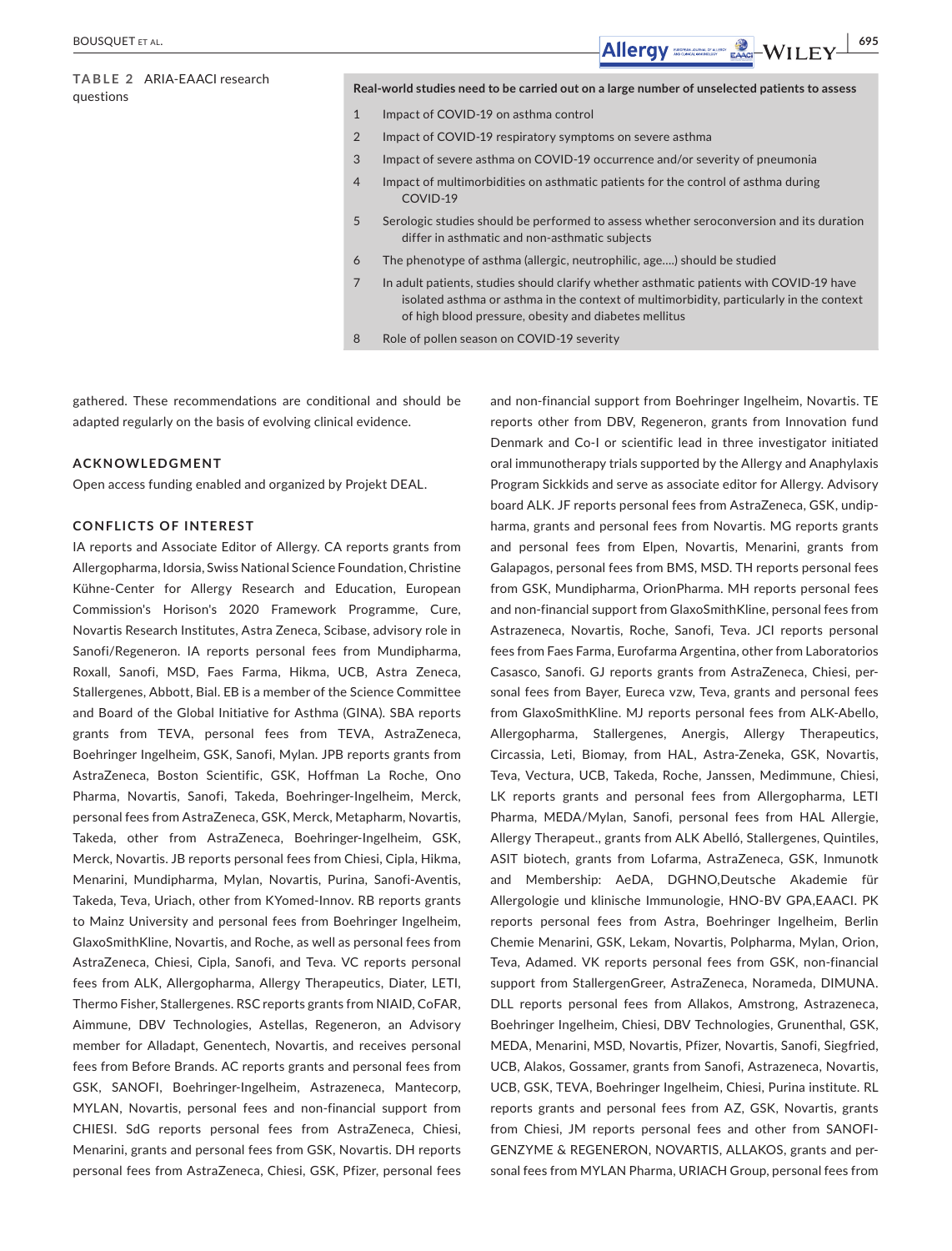**TABLE 2** ARIA-EAACI research questions

| | Real-world studies need to be carried out on a large number of unselected patients to assess |
|---|---|
| 1 | Impact of COVID-19 on asthma control |
| 2 | Impact of COVID-19 respiratory symptoms on severe asthma |
| 3 | Impact of severe asthma on COVID-19 occurrence and/or severity of pneumonia |
| 4 | Impact of multimorbidities on asthmatic patients for the control of asthma during COVID-19 |
| 5 | Serologic studies should be performed to assess whether seroconversion and its duration differ in asthmatic and non-asthmatic subjects |
| 6 | The phenotype of asthma (allergic, neutrophilic, age....) should be studied |
| 7 | In adult patients, studies should clarify whether asthmatic patients with COVID-19 have isolated asthma or asthma in the context of multimorbidity, particularly in the context of high blood pressure, obesity and diabetes mellitus |
| 8 | Role of pollen season on COVID-19 severity |

gathered. These recommendations are conditional and should be adapted regularly on the basis of evolving clinical evidence.

## ACKNOWLEDGMENT

Open access funding enabled and organized by Projekt DEAL.

## CONFLICTS OF INTEREST

IA reports and Associate Editor of Allergy. CA reports grants from Allergopharma, Idorsia, Swiss National Science Foundation, Christine Kühne-Center for Allergy Research and Education, European Commission's Horison's 2020 Framework Programme, Cure, Novartis Research Institutes, Astra Zeneca, Scibase, advisory role in Sanofi/Regeneron. IA reports personal fees from Mundipharma, Roxall, Sanofi, MSD, Faes Farma, Hikma, UCB, Astra Zeneca, Stallergenes, Abbott, Bial. EB is a member of the Science Committee and Board of the Global Initiative for Asthma (GINA). SBA reports grants from TEVA, personal fees from TEVA, AstraZeneca, Boehringer Ingelheim, GSK, Sanofi, Mylan. JPB reports grants from AstraZeneca, Boston Scientific, GSK, Hoffman La Roche, Ono Pharma, Novartis, Sanofi, Takeda, Boehringer-Ingelheim, Merck, personal fees from AstraZeneca, GSK, Merck, Metapharm, Novartis, Takeda, other from AstraZeneca, Boehringer-Ingelheim, GSK, Merck, Novartis. JB reports personal fees from Chiesi, Cipla, Hikma, Menarini, Mundipharma, Mylan, Novartis, Purina, Sanofi-Aventis, Takeda, Teva, Uriach, other from KYomed-Innov. RB reports grants to Mainz University and personal fees from Boehringer Ingelheim, GlaxoSmithKline, Novartis, and Roche, as well as personal fees from AstraZeneca, Chiesi, Cipla, Sanofi, and Teva. VC reports personal fees from ALK, Allergopharma, Allergy Therapeutics, Diater, LETI, Thermo Fisher, Stallergenes. RSC reports grants from NIAID, CoFAR, Aimmune, DBV Technologies, Astellas, Regeneron, an Advisory member for Alladapt, Genentech, Novartis, and receives personal fees from Before Brands. AC reports grants and personal fees from GSK, SANOFI, Boehringer-Ingelheim, Astrazeneca, Mantecorp, MYLAN, Novartis, personal fees and non-financial support from CHIESI. SdG reports personal fees from AstraZeneca, Chiesi, Menarini, grants and personal fees from GSK, Novartis. DH reports personal fees from AstraZeneca, Chiesi, GSK, Pfizer, personal fees and non-financial support from Boehringer Ingelheim, Novartis. TE reports other from DBV, Regeneron, grants from Innovation fund Denmark and Co-I or scientific lead in three investigator initiated oral immunotherapy trials supported by the Allergy and Anaphylaxis Program Sickkids and serve as associate editor for Allergy. Advisory board ALK. JF reports personal fees from AstraZeneca, GSK, undipharma, grants and personal fees from Novartis. MG reports grants and personal fees from Elpen, Novartis, Menarini, grants from Galapagos, personal fees from BMS, MSD. TH reports personal fees from GSK, Mundipharma, OrionPharma. MH reports personal fees and non-financial support from GlaxoSmithKline, personal fees from Astrazeneca, Novartis, Roche, Sanofi, Teva. JCI reports personal fees from Faes Farma, Eurofarma Argentina, other from Laboratorios Casasco, Sanofi. GJ reports grants from AstraZeneca, Chiesi, personal fees from Bayer, Eureca vzw, Teva, grants and personal fees from GlaxoSmithKline. MJ reports personal fees from ALK-Abello, Allergopharma, Stallergenes, Anergis, Allergy Therapeutics, Circassia, Leti, Biomay, from HAL, Astra-Zeneka, GSK, Novartis, Teva, Vectura, UCB, Takeda, Roche, Janssen, Medimmune, Chiesi, LK reports grants and personal fees from Allergopharma, LETI Pharma, MEDA/Mylan, Sanofi, personal fees from HAL Allergie, Allergy Therapeut., grants from ALK Abelló, Stallergenes, Quintiles, ASIT biotech, grants from Lofarma, AstraZeneca, GSK, Inmunotk and Membership: AeDA, DGHNO,Deutsche Akademie für Allergologie und klinische Immunologie, HNO-BV GPA,EAACI. PK reports personal fees from Astra, Boehringer Ingelheim, Berlin Chemie Menarini, GSK, Lekam, Novartis, Polpharma, Mylan, Orion, Teva, Adamed. VK reports personal fees from GSK, non-financial support from StallergenGreer, AstraZeneca, Norameda, DIMUNA. DLL reports personal fees from Allakos, Amstrong, Astrazeneca, Boehringer Ingelheim, Chiesi, DBV Technologies, Grunenthal, GSK, MEDA, Menarini, MSD, Novartis, Pfizer, Novartis, Sanofi, Siegfried, UCB, Alakos, Gossamer, grants from Sanofi, Astrazeneca, Novartis, UCB, GSK, TEVA, Boehringer Ingelheim, Chiesi, Purina institute. RL reports grants and personal fees from AZ, GSK, Novartis, grants from Chiesi, JM reports personal fees and other from SANOFI-GENZYME & REGENERON, NOVARTIS, ALLAKOS, grants and personal fees from MYLAN Pharma, URIACH Group, personal fees from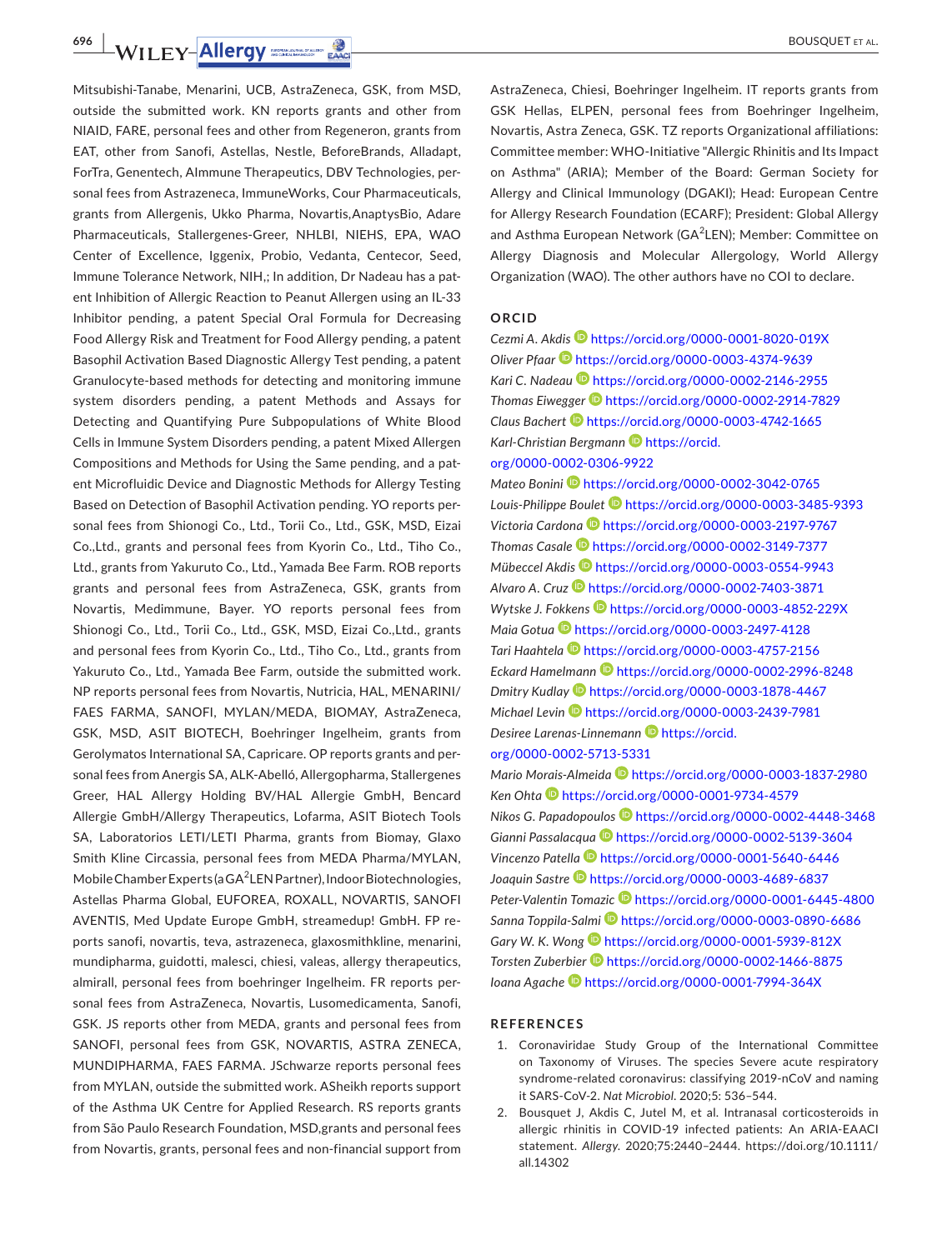Mitsubishi-Tanabe, Menarini, UCB, AstraZeneca, GSK, from MSD, outside the submitted work. KN reports grants and other from NIAID, FARE, personal fees and other from Regeneron, grants from EAT, other from Sanofi, Astellas, Nestle, BeforeBrands, Alladapt, ForTra, Genentech, AImmune Therapeutics, DBV Technologies, personal fees from Astrazeneca, ImmuneWorks, Cour Pharmaceuticals, grants from Allergenis, Ukko Pharma, Novartis,AnaptysBio, Adare Pharmaceuticals, Stallergenes-Greer, NHLBI, NIEHS, EPA, WAO Center of Excellence, Iggenix, Probio, Vedanta, Centecor, Seed, Immune Tolerance Network, NIH,; In addition, Dr Nadeau has a patent Inhibition of Allergic Reaction to Peanut Allergen using an IL-33 Inhibitor pending, a patent Special Oral Formula for Decreasing Food Allergy Risk and Treatment for Food Allergy pending, a patent Basophil Activation Based Diagnostic Allergy Test pending, a patent Granulocyte-based methods for detecting and monitoring immune system disorders pending, a patent Methods and Assays for Detecting and Quantifying Pure Subpopulations of White Blood Cells in Immune System Disorders pending, a patent Mixed Allergen Compositions and Methods for Using the Same pending, and a patent Microfluidic Device and Diagnostic Methods for Allergy Testing Based on Detection of Basophil Activation pending. YO reports personal fees from Shionogi Co., Ltd., Torii Co., Ltd., GSK, MSD, Eizai Co.,Ltd., grants and personal fees from Kyorin Co., Ltd., Tiho Co., Ltd., grants from Yakuruto Co., Ltd., Yamada Bee Farm. ROB reports grants and personal fees from AstraZeneca, GSK, grants from Novartis, Medimmune, Bayer. YO reports personal fees from Shionogi Co., Ltd., Torii Co., Ltd., GSK, MSD, Eizai Co.,Ltd., grants and personal fees from Kyorin Co., Ltd., Tiho Co., Ltd., grants from Yakuruto Co., Ltd., Yamada Bee Farm, outside the submitted work. NP reports personal fees from Novartis, Nutricia, HAL, MENARINI/FAES FARMA, SANOFI, MYLAN/MEDA, BIOMAY, AstraZeneca, GSK, MSD, ASIT BIOTECH, Boehringer Ingelheim, grants from Gerolymatos International SA, Capricare. OP reports grants and personal fees from Anergis SA, ALK-Abelló, Allergopharma, Stallergenes Greer, HAL Allergy Holding BV/HAL Allergie GmbH, Bencard Allergie GmbH/Allergy Therapeutics, Lofarma, ASIT Biotech Tools SA, Laboratorios LETI/LETI Pharma, grants from Biomay, Glaxo Smith Kline Circassia, personal fees from MEDA Pharma/MYLAN, Mobile Chamber Experts (a GA$^2$LEN Partner), Indoor Biotechnologies, Astellas Pharma Global, EUFOREA, ROXALL, NOVARTIS, SANOFI AVENTIS, Med Update Europe GmbH, streamedup! GmbH. FP reports sanofi, novartis, teva, astrazeneca, glaxosmithkline, menarini, mundipharma, guidotti, malesci, chiesi, valeas, allergy therapeutics, almirall, personal fees from boehringer Ingelheim. FR reports personal fees from AstraZeneca, Novartis, Lusomedicamenta, Sanofi, GSK. JS reports other from MEDA, grants and personal fees from SANOFI, personal fees from GSK, NOVARTIS, ASTRA ZENECA, MUNDIPHARMA, FAES FARMA. JSchwarze reports personal fees from MYLAN, outside the submitted work. ASheikh reports support of the Asthma UK Centre for Applied Research. RS reports grants from São Paulo Research Foundation, MSD,grants and personal fees from Novartis, grants, personal fees and non-financial support from AstraZeneca, Chiesi, Boehringer Ingelheim. IT reports grants from GSK Hellas, ELPEN, personal fees from Boehringer Ingelheim, Novartis, Astra Zeneca, GSK. TZ reports Organizational affiliations: Committee member: WHO-Initiative "Allergic Rhinitis and Its Impact on Asthma" (ARIA); Member of the Board: German Society for Allergy and Clinical Immunology (DGAKI); Head: European Centre for Allergy Research Foundation (ECARF); President: Global Allergy and Asthma European Network (GA$^2$LEN); Member: Committee on Allergy Diagnosis and Molecular Allergology, World Allergy Organization (WAO). The other authors have no COI to declare.

## ORCID

*Cezmi A. Akdis* https://orcid.org/0000-0001-8020-019X
*Oliver Pfaar* https://orcid.org/0000-0003-4374-9639
*Kari C. Nadeau* https://orcid.org/0000-0002-2146-2955
*Thomas Eiwegger* https://orcid.org/0000-0002-2914-7829
*Claus Bachert* https://orcid.org/0000-0003-4742-1665
*Karl-Christian Bergmann* https://orcid.org/0000-0002-0306-9922
*Mateo Bonini* https://orcid.org/0000-0002-3042-0765
*Louis-Philippe Boulet* https://orcid.org/0000-0003-3485-9393
*Victoria Cardona* https://orcid.org/0000-0003-2197-9767
*Thomas Casale* https://orcid.org/0000-0002-3149-7377
*Mübeccel Akdis* https://orcid.org/0000-0003-0554-9943
*Alvaro A. Cruz* https://orcid.org/0000-0002-7403-3871
*Wytske J. Fokkens* https://orcid.org/0000-0003-4852-229X
*Maia Gotua* https://orcid.org/0000-0003-2497-4128
*Tari Haahtela* https://orcid.org/0000-0003-4757-2156
*Eckard Hamelmann* https://orcid.org/0000-0002-2996-8248
*Dmitry Kudlay* https://orcid.org/0000-0003-1878-4467
*Michael Levin* https://orcid.org/0000-0003-2439-7981
*Desiree Larenas-Linnemann* https://orcid.org/0000-0002-5713-5331
*Mario Morais-Almeida* https://orcid.org/0000-0003-1837-2980
*Ken Ohta* https://orcid.org/0000-0001-9734-4579
*Nikos G. Papadopoulos* https://orcid.org/0000-0002-4448-3468
*Gianni Passalacqua* https://orcid.org/0000-0002-5139-3604
*Vincenzo Patella* https://orcid.org/0000-0001-5640-6446
*Joaquin Sastre* https://orcid.org/0000-0003-4689-6837
*Peter-Valentin Tomazic* https://orcid.org/0000-0001-6445-4800
*Sanna Toppila-Salmi* https://orcid.org/0000-0003-0890-6686
*Gary W. K. Wong* https://orcid.org/0000-0001-5939-812X
*Torsten Zuberbier* https://orcid.org/0000-0002-1466-8875
*Ioana Agache* https://orcid.org/0000-0001-7994-364X

## REFERENCES

1. Coronaviridae Study Group of the International Committee on Taxonomy of Viruses. The species Severe acute respiratory syndrome-related coronavirus: classifying 2019-nCoV and naming it SARS-CoV-2. *Nat Microbiol.* 2020;5: 536–544.
2. Bousquet J, Akdis C, Jutel M, et al. Intranasal corticosteroids in allergic rhinitis in COVID-19 infected patients: An ARIA-EAACI statement. *Allergy.* 2020;75:2440–2444. https://doi.org/10.1111/all.14302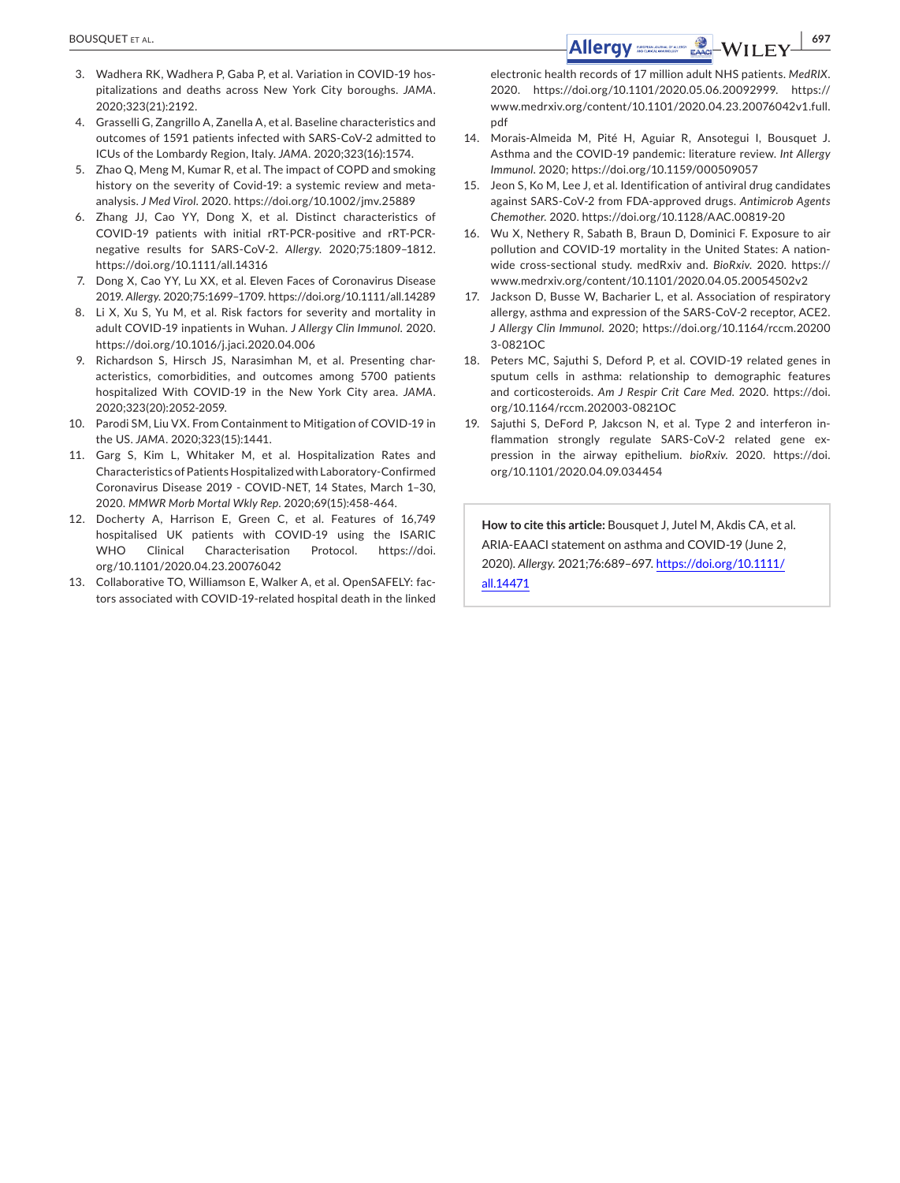3. Wadhera RK, Wadhera P, Gaba P, et al. Variation in COVID-19 hospitalizations and deaths across New York City boroughs. *JAMA*. 2020;323(21):2192.
4. Grasselli G, Zangrillo A, Zanella A, et al. Baseline characteristics and outcomes of 1591 patients infected with SARS-CoV-2 admitted to ICUs of the Lombardy Region, Italy. *JAMA*. 2020;323(16):1574.
5. Zhao Q, Meng M, Kumar R, et al. The impact of COPD and smoking history on the severity of Covid-19: a systemic review and meta-analysis. *J Med Virol*. 2020. https://doi.org/10.1002/jmv.25889
6. Zhang JJ, Cao YY, Dong X, et al. Distinct characteristics of COVID-19 patients with initial rRT-PCR-positive and rRT-PCR-negative results for SARS-CoV-2. *Allergy*. 2020;75:1809–1812. https://doi.org/10.1111/all.14316
7. Dong X, Cao YY, Lu XX, et al. Eleven Faces of Coronavirus Disease 2019. *Allergy*. 2020;75:1699–1709. https://doi.org/10.1111/all.14289
8. Li X, Xu S, Yu M, et al. Risk factors for severity and mortality in adult COVID-19 inpatients in Wuhan. *J Allergy Clin Immunol*. 2020. https://doi.org/10.1016/j.jaci.2020.04.006
9. Richardson S, Hirsch JS, Narasimhan M, et al. Presenting characteristics, comorbidities, and outcomes among 5700 patients hospitalized With COVID-19 in the New York City area. *JAMA*. 2020;323(20):2052-2059.
10. Parodi SM, Liu VX. From Containment to Mitigation of COVID-19 in the US. *JAMA*. 2020;323(15):1441.
11. Garg S, Kim L, Whitaker M, et al. Hospitalization Rates and Characteristics of Patients Hospitalized with Laboratory-Confirmed Coronavirus Disease 2019 - COVID-NET, 14 States, March 1–30, 2020. *MMWR Morb Mortal Wkly Rep*. 2020;69(15):458-464.
12. Docherty A, Harrison E, Green C, et al. Features of 16,749 hospitalised UK patients with COVID-19 using the ISARIC WHO Clinical Characterisation Protocol. https://doi.org/10.1101/2020.04.23.20076042
13. Collaborative TO, Williamson E, Walker A, et al. OpenSAFELY: factors associated with COVID-19-related hospital death in the linked electronic health records of 17 million adult NHS patients. *MedRIX*. 2020. https://doi.org/10.1101/2020.05.06.20092999. https://www.medrxiv.org/content/10.1101/2020.04.23.20076042v1.full.pdf
14. Morais-Almeida M, Pité H, Aguiar R, Ansotegui I, Bousquet J. Asthma and the COVID-19 pandemic: literature review. *Int Allergy Immunol*. 2020; https://doi.org/10.1159/000509057
15. Jeon S, Ko M, Lee J, et al. Identification of antiviral drug candidates against SARS-CoV-2 from FDA-approved drugs. *Antimicrob Agents Chemother*. 2020. https://doi.org/10.1128/AAC.00819-20
16. Wu X, Nethery R, Sabath B, Braun D, Dominici F. Exposure to air pollution and COVID-19 mortality in the United States: A nationwide cross-sectional study. medRxiv and. *BioRxiv*. 2020. https://www.medrxiv.org/content/10.1101/2020.04.05.20054502v2
17. Jackson D, Busse W, Bacharier L, et al. Association of respiratory allergy, asthma and expression of the SARS-CoV-2 receptor, ACE2. *J Allergy Clin Immunol*. 2020; https://doi.org/10.1164/rccm.202003-0821OC
18. Peters MC, Sajuthi S, Deford P, et al. COVID-19 related genes in sputum cells in asthma: relationship to demographic features and corticosteroids. *Am J Respir Crit Care Med*. 2020. https://doi.org/10.1164/rccm.202003-0821OC
19. Sajuthi S, DeFord P, Jakcson N, et al. Type 2 and interferon inflammation strongly regulate SARS-CoV-2 related gene expression in the airway epithelium. *bioRxiv*. 2020. https://doi.org/10.1101/2020.04.09.034454

**How to cite this article:** Bousquet J, Jutel M, Akdis CA, et al. ARIA-EAACI statement on asthma and COVID-19 (June 2, 2020). *Allergy*. 2021;76:689–697. https://doi.org/10.1111/all.14471